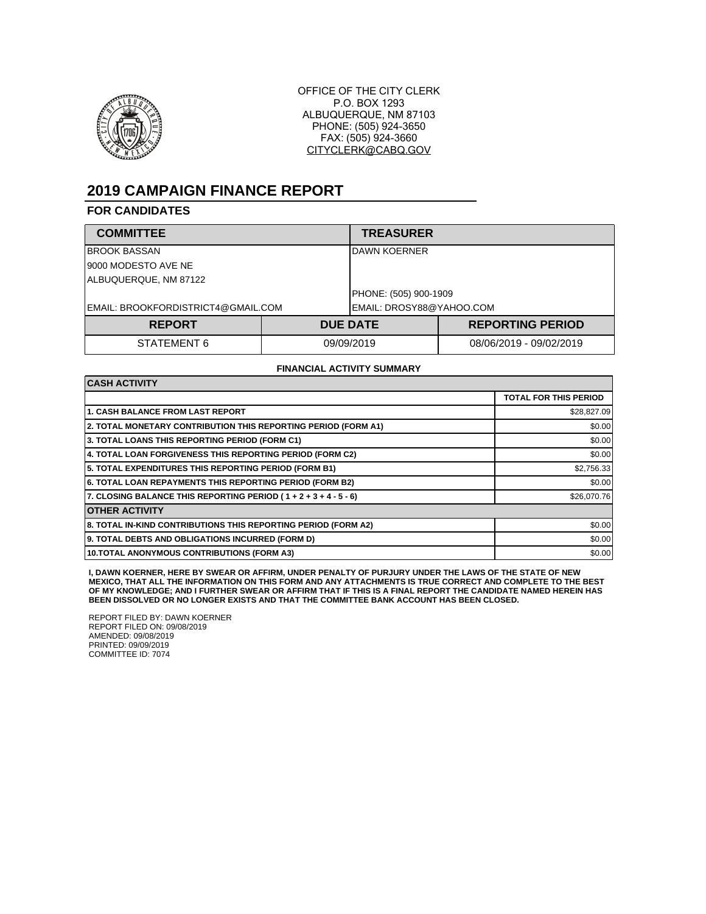OFFICE OF THE CITY CLERK
P.O. BOX 1293
ALBUQUERQUE, NM 87103
PHONE: (505) 924-3650
FAX: (505) 924-3660
CITYCLERK@CABQ.GOV

# 2019 CAMPAIGN FINANCE REPORT

## FOR CANDIDATES

| COMMITTEE | TREASURER |
|---|---|
| BROOK BASSAN | DAWN KOERNER |
| 9000 MODESTO AVE NE | |
| ALBUQUERQUE, NM 87122 | |
| | PHONE: (505) 900-1909 |
| EMAIL: BROOKFORDISTRICT4@GMAIL.COM | EMAIL: DROSY88@YAHOO.COM |

| REPORT | DUE DATE | REPORTING PERIOD |
|---|---|---|
| STATEMENT 6 | 09/09/2019 | 08/06/2019 - 09/02/2019 |

**FINANCIAL ACTIVITY SUMMARY**

| CASH ACTIVITY | |
|---|---|
| | TOTAL FOR THIS PERIOD |
| 1. CASH BALANCE FROM LAST REPORT | $28,827.09 |
| 2. TOTAL MONETARY CONTRIBUTION THIS REPORTING PERIOD (FORM A1) | $0.00 |
| 3. TOTAL LOANS THIS REPORTING PERIOD (FORM C1) | $0.00 |
| 4. TOTAL LOAN FORGIVENESS THIS REPORTING PERIOD (FORM C2) | $0.00 |
| 5. TOTAL EXPENDITURES THIS REPORTING PERIOD (FORM B1) | $2,756.33 |
| 6. TOTAL LOAN REPAYMENTS THIS REPORTING PERIOD (FORM B2) | $0.00 |
| 7. CLOSING BALANCE THIS REPORTING PERIOD ( 1 + 2 + 3 + 4 - 5 - 6) | $26,070.76 |
| **OTHER ACTIVITY** | |
| 8. TOTAL IN-KIND CONTRIBUTIONS THIS REPORTING PERIOD (FORM A2) | $0.00 |
| 9. TOTAL DEBTS AND OBLIGATIONS INCURRED (FORM D) | $0.00 |
| 10.TOTAL ANONYMOUS CONTRIBUTIONS (FORM A3) | $0.00 |

**I, DAWN KOERNER, HERE BY SWEAR OR AFFIRM, UNDER PENALTY OF PURJURY UNDER THE LAWS OF THE STATE OF NEW MEXICO, THAT ALL THE INFORMATION ON THIS FORM AND ANY ATTACHMENTS IS TRUE CORRECT AND COMPLETE TO THE BEST OF MY KNOWLEDGE; AND I FURTHER SWEAR OR AFFIRM THAT IF THIS IS A FINAL REPORT THE CANDIDATE NAMED HEREIN HAS BEEN DISSOLVED OR NO LONGER EXISTS AND THAT THE COMMITTEE BANK ACCOUNT HAS BEEN CLOSED.**

REPORT FILED BY: DAWN KOERNER
REPORT FILED ON: 09/08/2019
AMENDED: 09/08/2019
PRINTED: 09/09/2019
COMMITTEE ID: 7074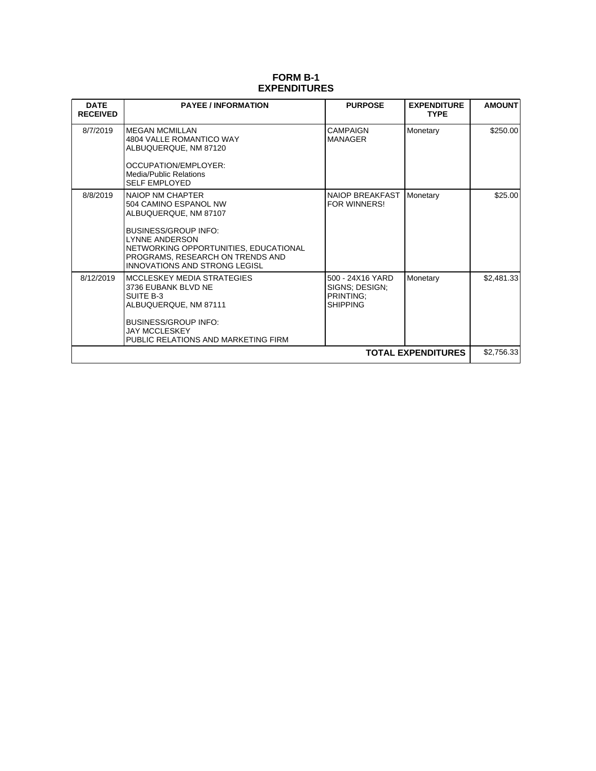# FORM B-1
# EXPENDITURES

| DATE RECEIVED | PAYEE / INFORMATION | PURPOSE | EXPENDITURE TYPE | AMOUNT |
|---|---|---|---|---|
| 8/7/2019 | MEGAN MCMILLAN<br>4804 VALLE ROMANTICO WAY<br>ALBUQUERQUE, NM 87120<br><br>OCCUPATION/EMPLOYER:<br>Media/Public Relations<br>SELF EMPLOYED | CAMPAIGN MANAGER | Monetary | $250.00 |
| 8/8/2019 | NAIOP NM CHAPTER<br>504 CAMINO ESPANOL NW<br>ALBUQUERQUE, NM 87107<br><br>BUSINESS/GROUP INFO:<br>LYNNE ANDERSON<br>NETWORKING OPPORTUNITIES, EDUCATIONAL PROGRAMS, RESEARCH ON TRENDS AND INNOVATIONS AND STRONG LEGISL | NAIOP BREAKFAST FOR WINNERS! | Monetary | $25.00 |
| 8/12/2019 | MCCLESKEY MEDIA STRATEGIES<br>3736 EUBANK BLVD NE<br>SUITE B-3<br>ALBUQUERQUE, NM 87111<br><br>BUSINESS/GROUP INFO:<br>JAY MCCLESKEY<br>PUBLIC RELATIONS AND MARKETING FIRM | 500 - 24X16 YARD SIGNS; DESIGN; PRINTING; SHIPPING | Monetary | $2,481.33 |
| | | | **TOTAL EXPENDITURES** | $2,756.33 |